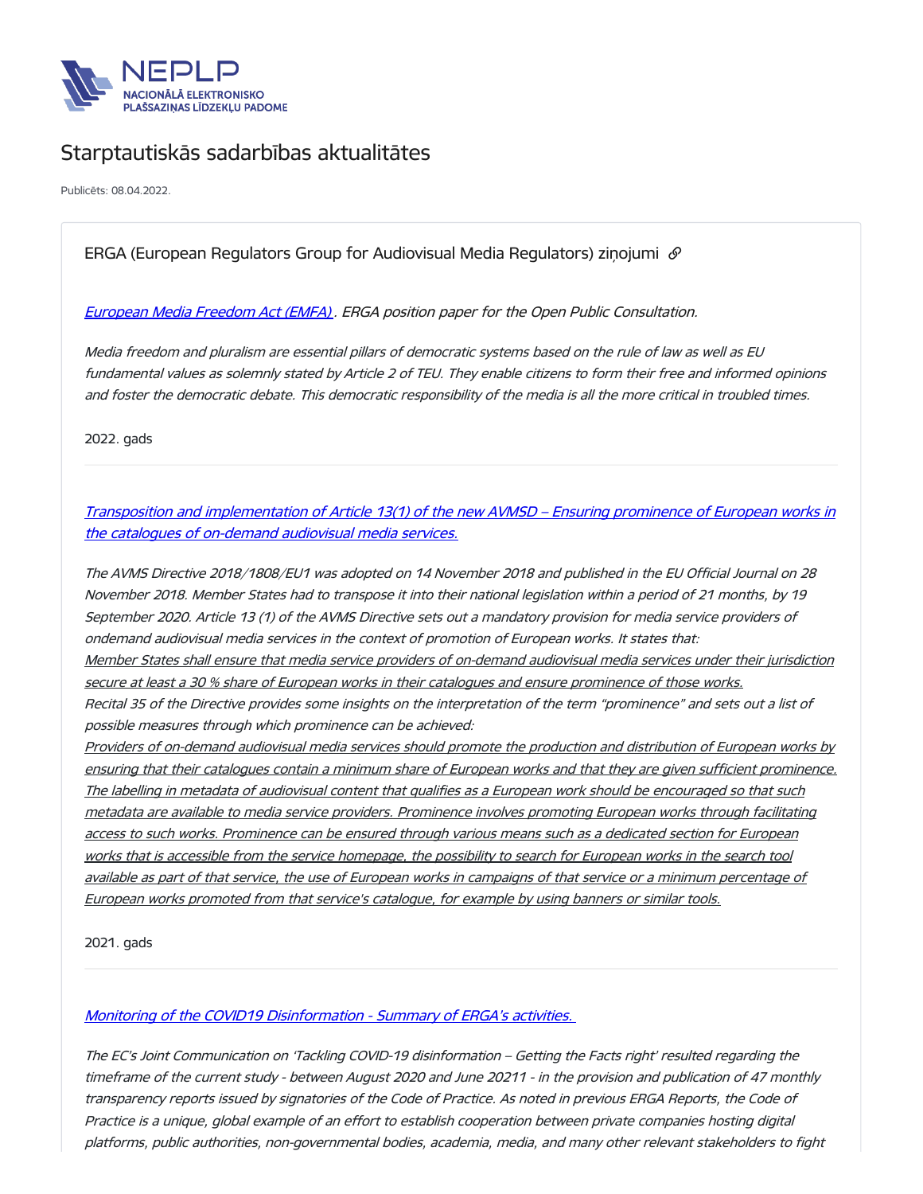NEPLP
NACIONĀLĀ ELEKTRONISKO PLAŠSAZIŅAS LĪDZEKĻU PADOME

# Starptautiskās sadarbības aktualitātes

Publicēts: 08.04.2022.

## ERGA (European Regulators Group for Audiovisual Media Regulators) ziņojumi

*European Media Freedom Act (EMFA). ERGA position paper for the Open Public Consultation.*

*Media freedom and pluralism are essential pillars of democratic systems based on the rule of law as well as EU fundamental values as solemnly stated by Article 2 of TEU. They enable citizens to form their free and informed opinions and foster the democratic debate. This democratic responsibility of the media is all the more critical in troubled times.*

2022. gads

---

*Transposition and implementation of Article 13(1) of the new AVMSD – Ensuring prominence of European works in the catalogues of on-demand audiovisual media services.*

*The AVMS Directive 2018/1808/EU1 was adopted on 14 November 2018 and published in the EU Official Journal on 28 November 2018. Member States had to transpose it into their national legislation within a period of 21 months, by 19 September 2020. Article 13 (1) of the AVMS Directive sets out a mandatory provision for media service providers of ondemand audiovisual media services in the context of promotion of European works. It states that:*
*Member States shall ensure that media service providers of on-demand audiovisual media services under their jurisdiction secure at least a 30 % share of European works in their catalogues and ensure prominence of those works.*
*Recital 35 of the Directive provides some insights on the interpretation of the term "prominence" and sets out a list of possible measures through which prominence can be achieved:*
*Providers of on-demand audiovisual media services should promote the production and distribution of European works by ensuring that their catalogues contain a minimum share of European works and that they are given sufficient prominence. The labelling in metadata of audiovisual content that qualifies as a European work should be encouraged so that such metadata are available to media service providers. Prominence involves promoting European works through facilitating access to such works. Prominence can be ensured through various means such as a dedicated section for European works that is accessible from the service homepage, the possibility to search for European works in the search tool available as part of that service, the use of European works in campaigns of that service or a minimum percentage of European works promoted from that service's catalogue, for example by using banners or similar tools.*

2021. gads

---

*Monitoring of the COVID19 Disinformation - Summary of ERGA's activities.*

*The EC's Joint Communication on 'Tackling COVID-19 disinformation – Getting the Facts right' resulted regarding the timeframe of the current study - between August 2020 and June 20211 - in the provision and publication of 47 monthly transparency reports issued by signatories of the Code of Practice. As noted in previous ERGA Reports, the Code of Practice is a unique, global example of an effort to establish cooperation between private companies hosting digital platforms, public authorities, non-governmental bodies, academia, media, and many other relevant stakeholders to fight*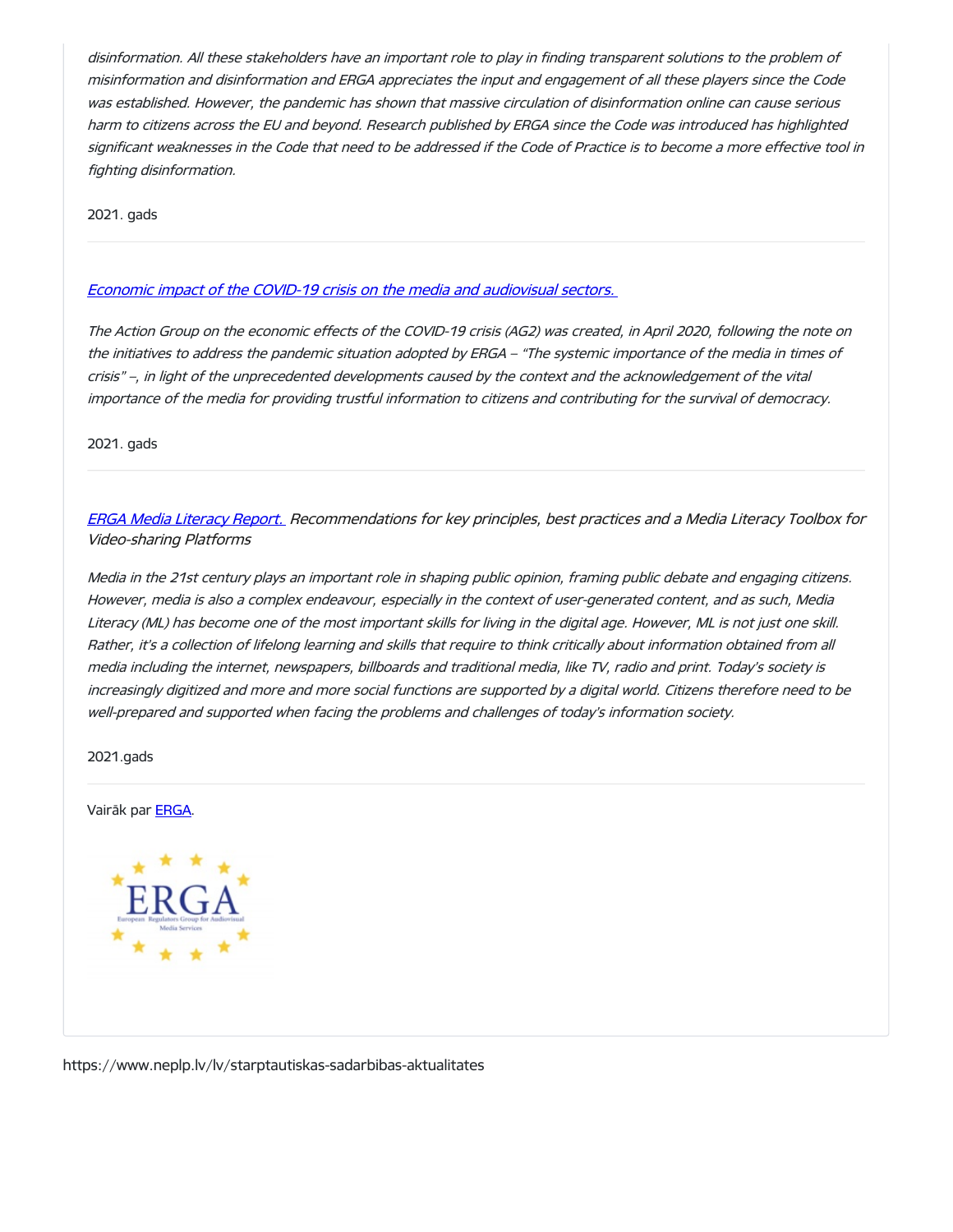*disinformation. All these stakeholders have an important role to play in finding transparent solutions to the problem of misinformation and disinformation and ERGA appreciates the input and engagement of all these players since the Code was established. However, the pandemic has shown that massive circulation of disinformation online can cause serious harm to citizens across the EU and beyond. Research published by ERGA since the Code was introduced has highlighted significant weaknesses in the Code that need to be addressed if the Code of Practice is to become a more effective tool in fighting disinformation.*

2021. gads

---

[*Economic impact of the COVID-19 crisis on the media and audiovisual sectors.*]

*The Action Group on the economic effects of the COVID-19 crisis (AG2) was created, in April 2020, following the note on the initiatives to address the pandemic situation adopted by ERGA – "The systemic importance of the media in times of crisis" –, in light of the unprecedented developments caused by the context and the acknowledgement of the vital importance of the media for providing trustful information to citizens and contributing for the survival of democracy.*

2021. gads

---

[*ERGA Media Literacy Report.*] *Recommendations for key principles, best practices and a Media Literacy Toolbox for Video-sharing Platforms*

*Media in the 21st century plays an important role in shaping public opinion, framing public debate and engaging citizens. However, media is also a complex endeavour, especially in the context of user-generated content, and as such, Media Literacy (ML) has become one of the most important skills for living in the digital age. However, ML is not just one skill. Rather, it's a collection of lifelong learning and skills that require to think critically about information obtained from all media including the internet, newspapers, billboards and traditional media, like TV, radio and print. Today's society is increasingly digitized and more and more social functions are supported by a digital world. Citizens therefore need to be well-prepared and supported when facing the problems and challenges of today's information society.*

2021.gads

---

Vairāk par [ERGA].

ERGA
European Regulators Group for Audiovisual Media Services

https://www.neplp.lv/lv/starptautiskas-sadarbibas-aktualitates